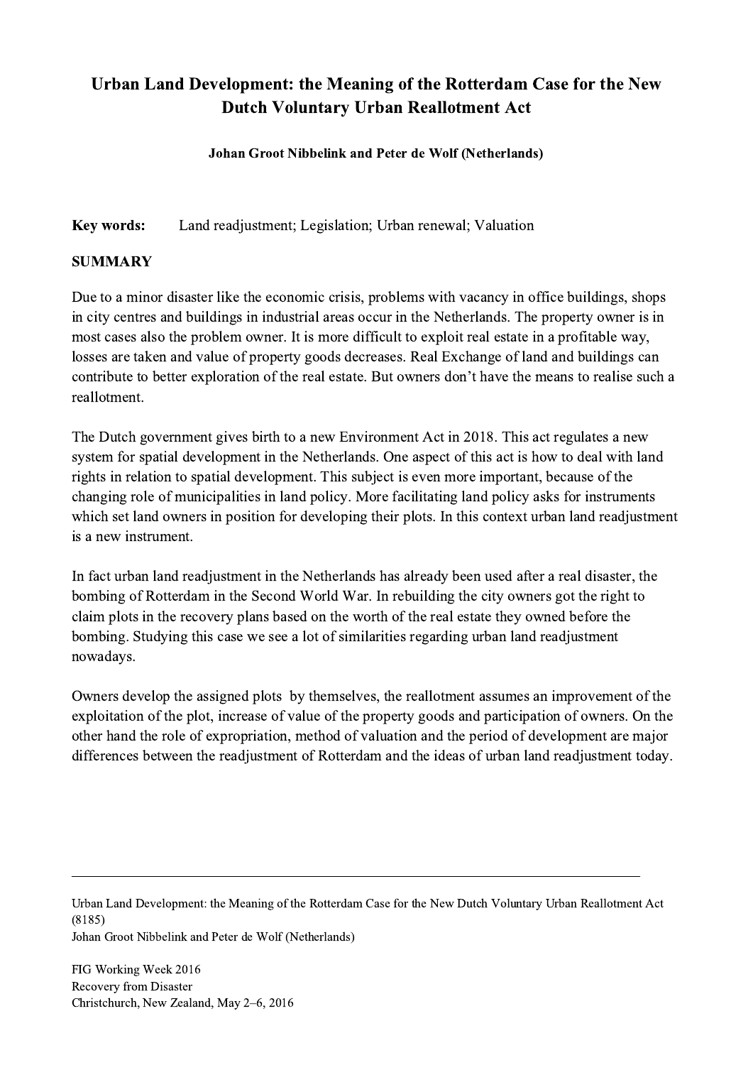# Urban Land Development: the Meaning of the Rotterdam Case for the New Dutch Voluntary Urban Reallotment Act

**Johan Groot Nibbelink and Peter de Wolf (Netherlands)**

**Key words:** Land readjustment; Legislation; Urban renewal; Valuation

## SUMMARY

Due to a minor disaster like the economic crisis, problems with vacancy in office buildings, shops in city centres and buildings in industrial areas occur in the Netherlands. The property owner is in most cases also the problem owner. It is more difficult to exploit real estate in a profitable way, losses are taken and value of property goods decreases. Real Exchange of land and buildings can contribute to better exploration of the real estate. But owners don't have the means to realise such a reallotment.

The Dutch government gives birth to a new Environment Act in 2018. This act regulates a new system for spatial development in the Netherlands. One aspect of this act is how to deal with land rights in relation to spatial development. This subject is even more important, because of the changing role of municipalities in land policy. More facilitating land policy asks for instruments which set land owners in position for developing their plots. In this context urban land readjustment is a new instrument.

In fact urban land readjustment in the Netherlands has already been used after a real disaster, the bombing of Rotterdam in the Second World War. In rebuilding the city owners got the right to claim plots in the recovery plans based on the worth of the real estate they owned before the bombing. Studying this case we see a lot of similarities regarding urban land readjustment nowadays.

Owners develop the assigned plots by themselves, the reallotment assumes an improvement of the exploitation of the plot, increase of value of the property goods and participation of owners. On the other hand the role of expropriation, method of valuation and the period of development are major differences between the readjustment of Rotterdam and the ideas of urban land readjustment today.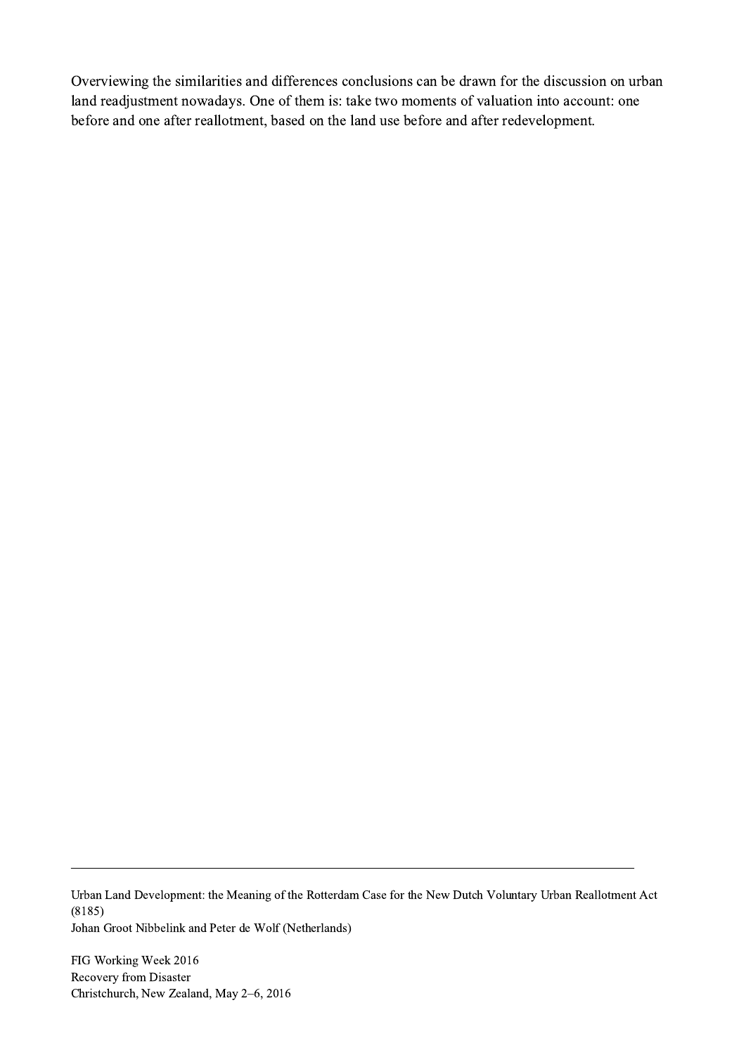Overviewing the similarities and differences conclusions can be drawn for the discussion on urban land readjustment nowadays. One of them is: take two moments of valuation into account: one before and one after reallotment, based on the land use before and after redevelopment.